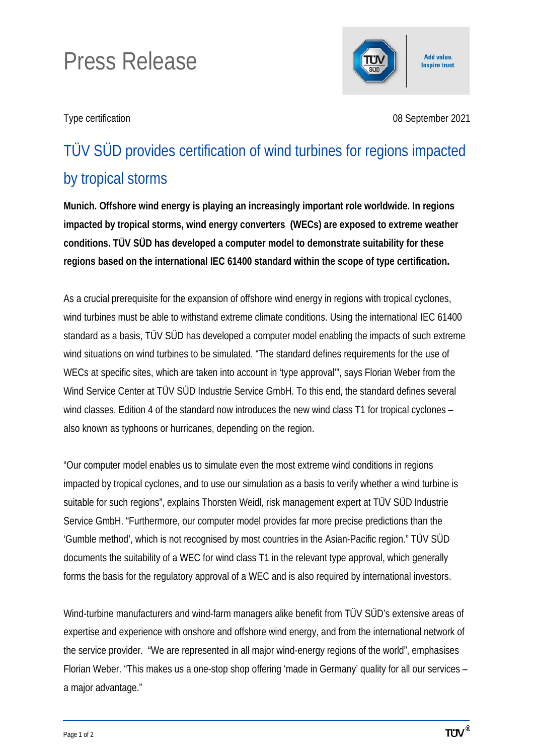# Press Release

Type certification

08 September 2021

## TÜV SÜD provides certification of wind turbines for regions impacted by tropical storms

**Munich. Offshore wind energy is playing an increasingly important role worldwide. In regions impacted by tropical storms, wind energy converters (WECs) are exposed to extreme weather conditions. TÜV SÜD has developed a computer model to demonstrate suitability for these regions based on the international IEC 61400 standard within the scope of type certification.**

As a crucial prerequisite for the expansion of offshore wind energy in regions with tropical cyclones, wind turbines must be able to withstand extreme climate conditions. Using the international IEC 61400 standard as a basis, TÜV SÜD has developed a computer model enabling the impacts of such extreme wind situations on wind turbines to be simulated. "The standard defines requirements for the use of WECs at specific sites, which are taken into account in 'type approval'", says Florian Weber from the Wind Service Center at TÜV SÜD Industrie Service GmbH. To this end, the standard defines several wind classes. Edition 4 of the standard now introduces the new wind class T1 for tropical cyclones – also known as typhoons or hurricanes, depending on the region.

"Our computer model enables us to simulate even the most extreme wind conditions in regions impacted by tropical cyclones, and to use our simulation as a basis to verify whether a wind turbine is suitable for such regions", explains Thorsten Weidl, risk management expert at TÜV SÜD Industrie Service GmbH. "Furthermore, our computer model provides far more precise predictions than the 'Gumble method', which is not recognised by most countries in the Asian-Pacific region." TÜV SÜD documents the suitability of a WEC for wind class T1 in the relevant type approval, which generally forms the basis for the regulatory approval of a WEC and is also required by international investors.

Wind-turbine manufacturers and wind-farm managers alike benefit from TÜV SÜD's extensive areas of expertise and experience with onshore and offshore wind energy, and from the international network of the service provider. "We are represented in all major wind-energy regions of the world", emphasises Florian Weber. "This makes us a one-stop shop offering 'made in Germany' quality for all our services – a major advantage."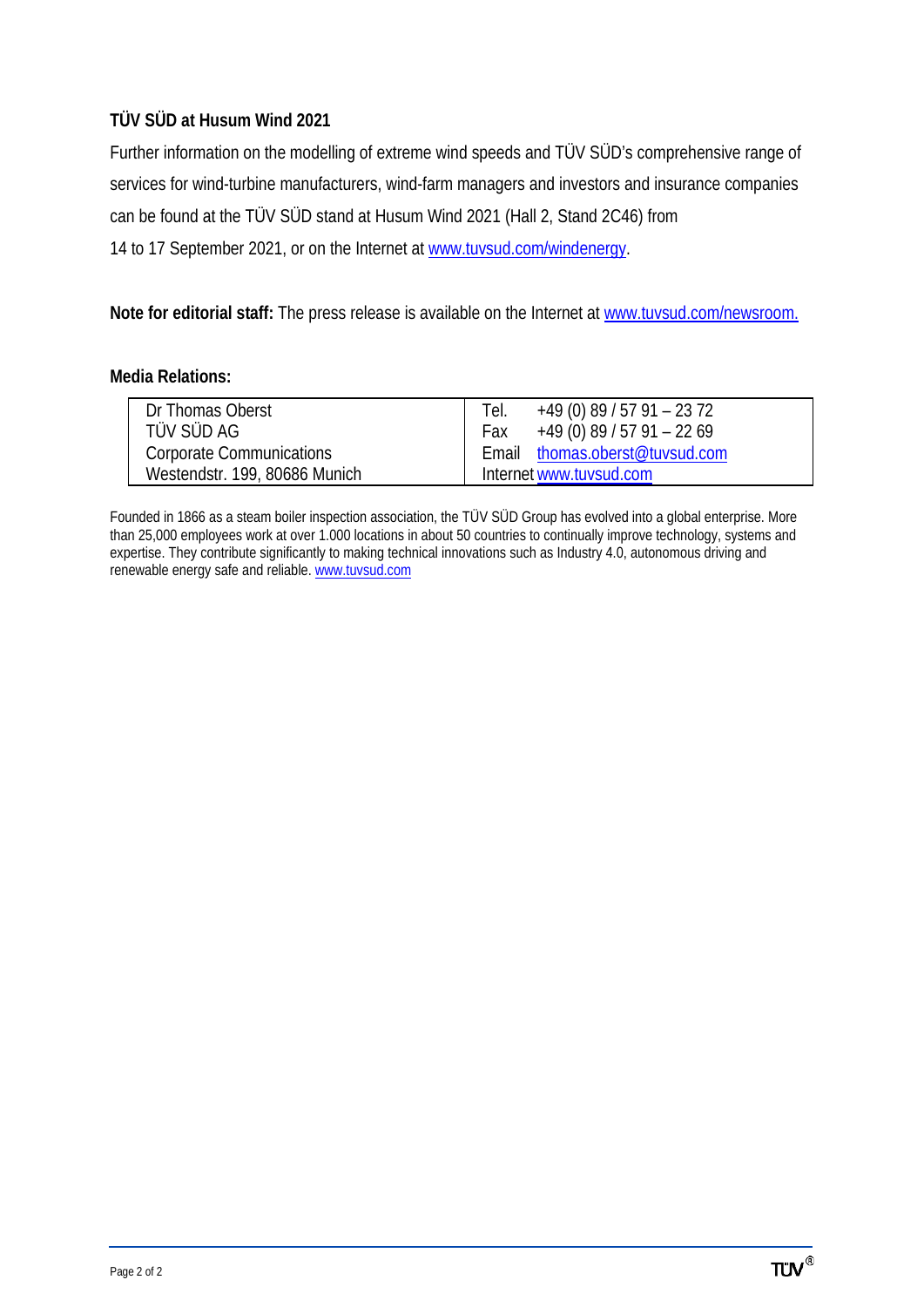**TÜV SÜD at Husum Wind 2021**

Further information on the modelling of extreme wind speeds and TÜV SÜD's comprehensive range of services for wind-turbine manufacturers, wind-farm managers and investors and insurance companies can be found at the TÜV SÜD stand at Husum Wind 2021 (Hall 2, Stand 2C46) from 14 to 17 September 2021, or on the Internet at www.tuvsud.com/windenergy.

**Note for editorial staff:** The press release is available on the Internet at www.tuvsud.com/newsroom.

**Media Relations:**

| | |
|---|---|
| Dr Thomas Oberst | Tel. +49 (0) 89 / 57 91 – 23 72 |
| TÜV SÜD AG | Fax +49 (0) 89 / 57 91 – 22 69 |
| Corporate Communications | Email thomas.oberst@tuvsud.com |
| Westendstr. 199, 80686 Munich | Internet www.tuvsud.com |

Founded in 1866 as a steam boiler inspection association, the TÜV SÜD Group has evolved into a global enterprise. More than 25,000 employees work at over 1.000 locations in about 50 countries to continually improve technology, systems and expertise. They contribute significantly to making technical innovations such as Industry 4.0, autonomous driving and renewable energy safe and reliable. www.tuvsud.com